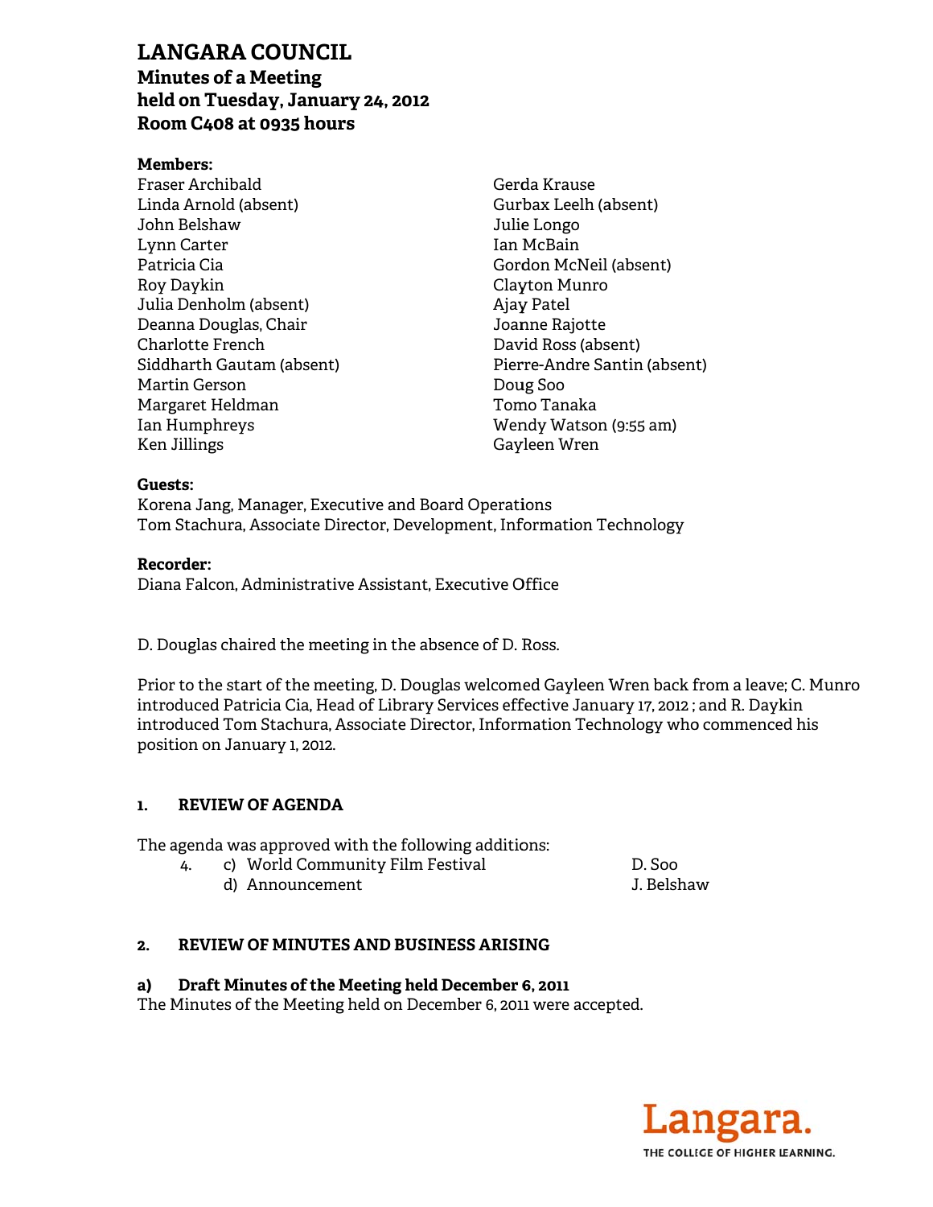# LANGARA COUNCIL

## Minutes of a Meeting
## held on Tuesday, January 24, 2012
## Room C408 at 0935 hours

**Members:**

Fraser Archibald
Linda Arnold (absent)
John Belshaw
Lynn Carter
Patricia Cia
Roy Daykin
Julia Denholm (absent)
Deanna Douglas, Chair
Charlotte French
Siddharth Gautam (absent)
Martin Gerson
Margaret Heldman
Ian Humphreys
Ken Jillings
Gerda Krause
Gurbax Leelh (absent)
Julie Longo
Ian McBain
Gordon McNeil (absent)
Clayton Munro
Ajay Patel
Joanne Rajotte
David Ross (absent)
Pierre-Andre Santin (absent)
Doug Soo
Tomo Tanaka
Wendy Watson (9:55 am)
Gayleen Wren

**Guests:**

Korena Jang, Manager, Executive and Board Operations
Tom Stachura, Associate Director, Development, Information Technology

**Recorder:**

Diana Falcon, Administrative Assistant, Executive Office

D. Douglas chaired the meeting in the absence of D. Ross.

Prior to the start of the meeting, D. Douglas welcomed Gayleen Wren back from a leave; C. Munro introduced Patricia Cia, Head of Library Services effective January 17, 2012 ; and R. Daykin introduced Tom Stachura, Associate Director, Information Technology who commenced his position on January 1, 2012.

### 1. REVIEW OF AGENDA

The agenda was approved with the following additions:

4. c) World Community Film Festival — D. Soo
   d) Announcement — J. Belshaw

### 2. REVIEW OF MINUTES AND BUSINESS ARISING

**a) Draft Minutes of the Meeting held December 6, 2011**

The Minutes of the Meeting held on December 6, 2011 were accepted.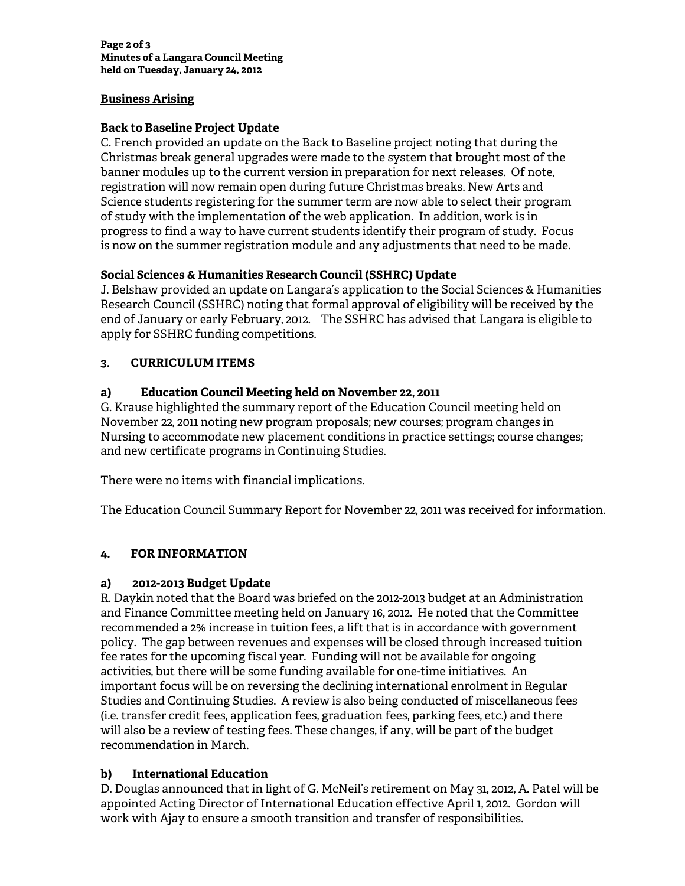## Business Arising

### Back to Baseline Project Update

C. French provided an update on the Back to Baseline project noting that during the Christmas break general upgrades were made to the system that brought most of the banner modules up to the current version in preparation for next releases. Of note, registration will now remain open during future Christmas breaks. New Arts and Science students registering for the summer term are now able to select their program of study with the implementation of the web application. In addition, work is in progress to find a way to have current students identify their program of study. Focus is now on the summer registration module and any adjustments that need to be made.

### Social Sciences & Humanities Research Council (SSHRC) Update

J. Belshaw provided an update on Langara's application to the Social Sciences & Humanities Research Council (SSHRC) noting that formal approval of eligibility will be received by the end of January or early February, 2012. The SSHRC has advised that Langara is eligible to apply for SSHRC funding competitions.

## 3. CURRICULUM ITEMS

### a) Education Council Meeting held on November 22, 2011

G. Krause highlighted the summary report of the Education Council meeting held on November 22, 2011 noting new program proposals; new courses; program changes in Nursing to accommodate new placement conditions in practice settings; course changes; and new certificate programs in Continuing Studies.

There were no items with financial implications.

The Education Council Summary Report for November 22, 2011 was received for information.

## 4. FOR INFORMATION

### a) 2012-2013 Budget Update

R. Daykin noted that the Board was briefed on the 2012-2013 budget at an Administration and Finance Committee meeting held on January 16, 2012. He noted that the Committee recommended a 2% increase in tuition fees, a lift that is in accordance with government policy. The gap between revenues and expenses will be closed through increased tuition fee rates for the upcoming fiscal year. Funding will not be available for ongoing activities, but there will be some funding available for one-time initiatives. An important focus will be on reversing the declining international enrolment in Regular Studies and Continuing Studies. A review is also being conducted of miscellaneous fees (i.e. transfer credit fees, application fees, graduation fees, parking fees, etc.) and there will also be a review of testing fees. These changes, if any, will be part of the budget recommendation in March.

### b) International Education

D. Douglas announced that in light of G. McNeil's retirement on May 31, 2012, A. Patel will be appointed Acting Director of International Education effective April 1, 2012. Gordon will work with Ajay to ensure a smooth transition and transfer of responsibilities.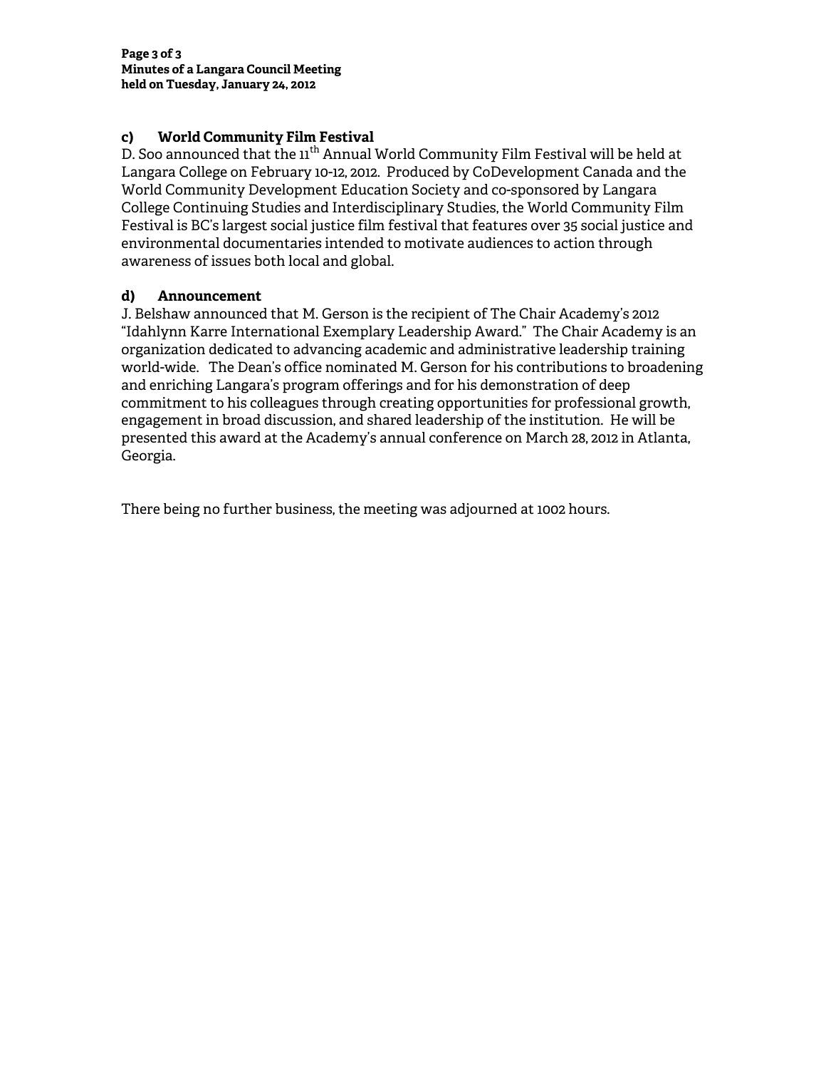### c) World Community Film Festival

D. Soo announced that the 11th Annual World Community Film Festival will be held at Langara College on February 10-12, 2012. Produced by CoDevelopment Canada and the World Community Development Education Society and co-sponsored by Langara College Continuing Studies and Interdisciplinary Studies, the World Community Film Festival is BC's largest social justice film festival that features over 35 social justice and environmental documentaries intended to motivate audiences to action through awareness of issues both local and global.

### d) Announcement

J. Belshaw announced that M. Gerson is the recipient of The Chair Academy's 2012 "Idahlynn Karre International Exemplary Leadership Award." The Chair Academy is an organization dedicated to advancing academic and administrative leadership training world-wide. The Dean's office nominated M. Gerson for his contributions to broadening and enriching Langara's program offerings and for his demonstration of deep commitment to his colleagues through creating opportunities for professional growth, engagement in broad discussion, and shared leadership of the institution. He will be presented this award at the Academy's annual conference on March 28, 2012 in Atlanta, Georgia.

There being no further business, the meeting was adjourned at 1002 hours.